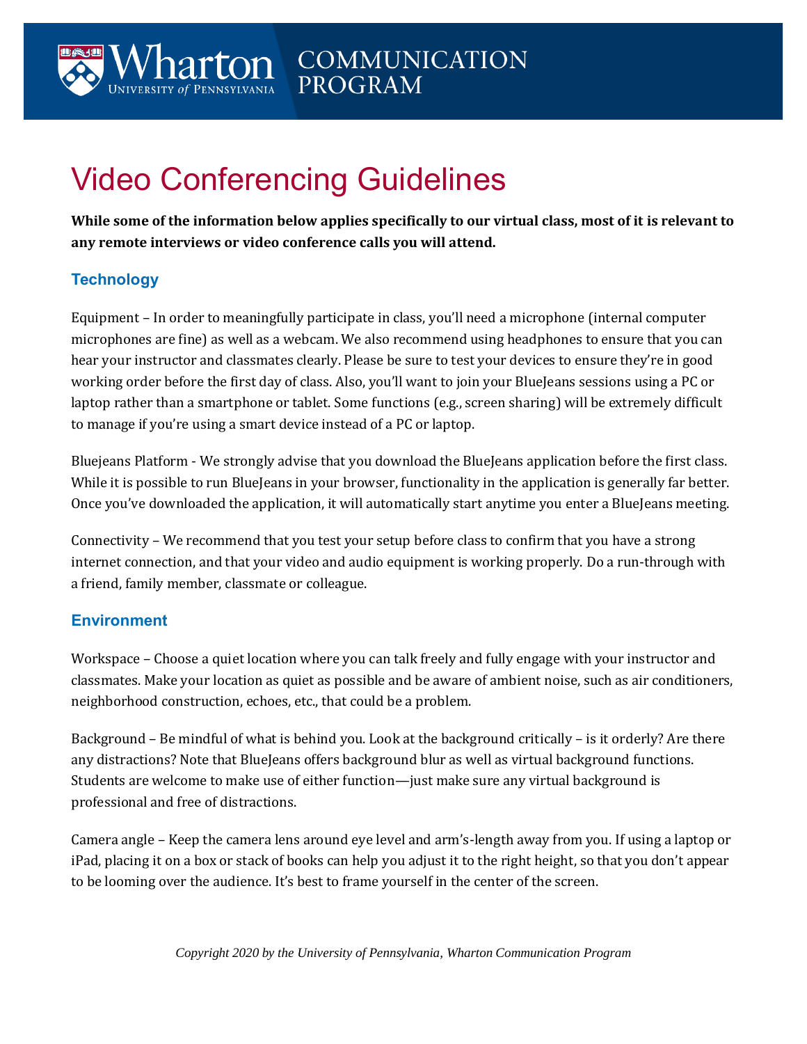# Video Conferencing Guidelines

**While some of the information below applies specifically to our virtual class, most of it is relevant to any remote interviews or video conference calls you will attend.**

## Technology

Equipment – In order to meaningfully participate in class, you'll need a microphone (internal computer microphones are fine) as well as a webcam. We also recommend using headphones to ensure that you can hear your instructor and classmates clearly. Please be sure to test your devices to ensure they're in good working order before the first day of class. Also, you'll want to join your BlueJeans sessions using a PC or laptop rather than a smartphone or tablet. Some functions (e.g., screen sharing) will be extremely difficult to manage if you're using a smart device instead of a PC or laptop.

Bluejeans Platform - We strongly advise that you download the BlueJeans application before the first class. While it is possible to run BlueJeans in your browser, functionality in the application is generally far better. Once you've downloaded the application, it will automatically start anytime you enter a BlueJeans meeting.

Connectivity – We recommend that you test your setup before class to confirm that you have a strong internet connection, and that your video and audio equipment is working properly. Do a run-through with a friend, family member, classmate or colleague.

## Environment

Workspace – Choose a quiet location where you can talk freely and fully engage with your instructor and classmates. Make your location as quiet as possible and be aware of ambient noise, such as air conditioners, neighborhood construction, echoes, etc., that could be a problem.

Background – Be mindful of what is behind you. Look at the background critically – is it orderly? Are there any distractions? Note that BlueJeans offers background blur as well as virtual background functions. Students are welcome to make use of either function—just make sure any virtual background is professional and free of distractions.

Camera angle – Keep the camera lens around eye level and arm's-length away from you. If using a laptop or iPad, placing it on a box or stack of books can help you adjust it to the right height, so that you don't appear to be looming over the audience. It's best to frame yourself in the center of the screen.

*Copyright 2020 by the University of Pennsylvania, Wharton Communication Program*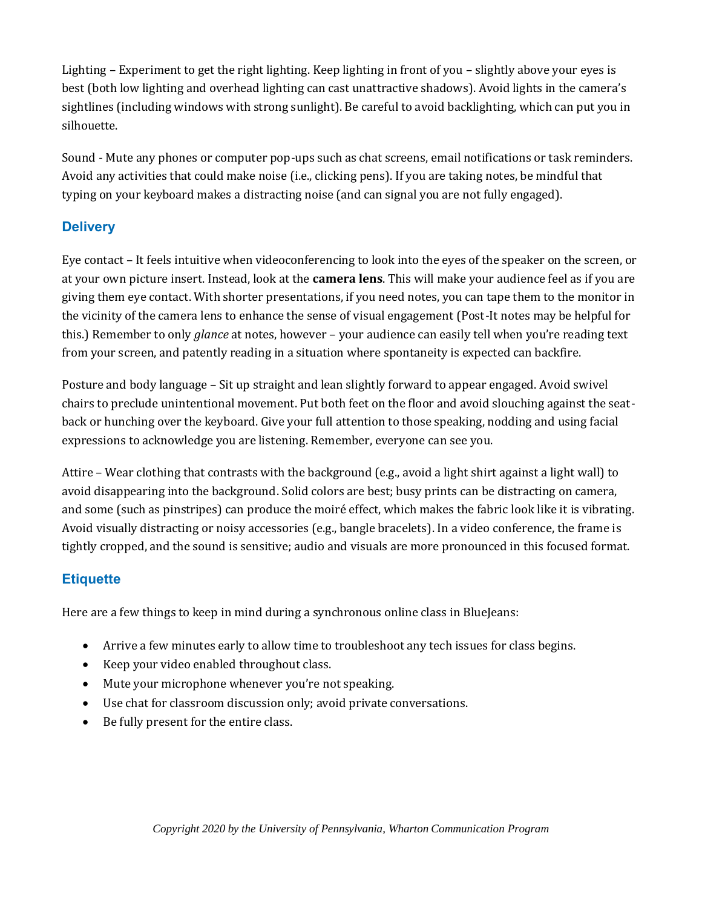Lighting – Experiment to get the right lighting. Keep lighting in front of you – slightly above your eyes is best (both low lighting and overhead lighting can cast unattractive shadows). Avoid lights in the camera's sightlines (including windows with strong sunlight). Be careful to avoid backlighting, which can put you in silhouette.

Sound - Mute any phones or computer pop-ups such as chat screens, email notifications or task reminders. Avoid any activities that could make noise (i.e., clicking pens). If you are taking notes, be mindful that typing on your keyboard makes a distracting noise (and can signal you are not fully engaged).

## Delivery

Eye contact – It feels intuitive when videoconferencing to look into the eyes of the speaker on the screen, or at your own picture insert. Instead, look at the **camera lens**. This will make your audience feel as if you are giving them eye contact. With shorter presentations, if you need notes, you can tape them to the monitor in the vicinity of the camera lens to enhance the sense of visual engagement (Post-It notes may be helpful for this.) Remember to only *glance* at notes, however – your audience can easily tell when you're reading text from your screen, and patently reading in a situation where spontaneity is expected can backfire.

Posture and body language – Sit up straight and lean slightly forward to appear engaged. Avoid swivel chairs to preclude unintentional movement. Put both feet on the floor and avoid slouching against the seat-back or hunching over the keyboard. Give your full attention to those speaking, nodding and using facial expressions to acknowledge you are listening. Remember, everyone can see you.

Attire – Wear clothing that contrasts with the background (e.g., avoid a light shirt against a light wall) to avoid disappearing into the background. Solid colors are best; busy prints can be distracting on camera, and some (such as pinstripes) can produce the moiré effect, which makes the fabric look like it is vibrating. Avoid visually distracting or noisy accessories (e.g., bangle bracelets). In a video conference, the frame is tightly cropped, and the sound is sensitive; audio and visuals are more pronounced in this focused format.

## Etiquette

Here are a few things to keep in mind during a synchronous online class in BlueJeans:

- Arrive a few minutes early to allow time to troubleshoot any tech issues for class begins.
- Keep your video enabled throughout class.
- Mute your microphone whenever you're not speaking.
- Use chat for classroom discussion only; avoid private conversations.
- Be fully present for the entire class.

*Copyright 2020 by the University of Pennsylvania, Wharton Communication Program*